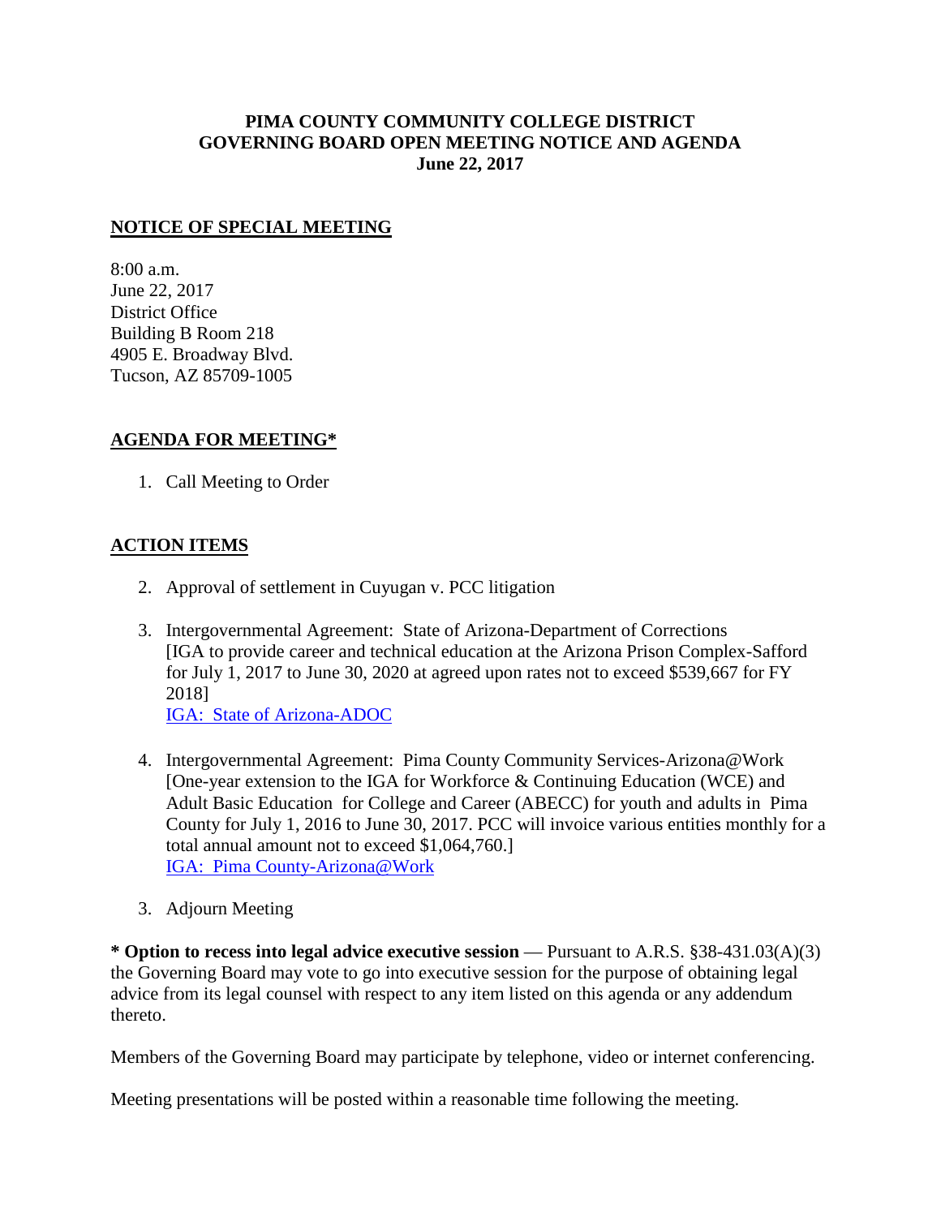# PIMA COUNTY COMMUNITY COLLEGE DISTRICT
# GOVERNING BOARD OPEN MEETING NOTICE AND AGENDA
**June 22, 2017**

## NOTICE OF SPECIAL MEETING

8:00 a.m.
June 22, 2017
District Office
Building B Room 218
4905 E. Broadway Blvd.
Tucson, AZ 85709-1005

## AGENDA FOR MEETING*

1. Call Meeting to Order

## ACTION ITEMS

2. Approval of settlement in Cuyugan v. PCC litigation

3. Intergovernmental Agreement: State of Arizona-Department of Corrections
[IGA to provide career and technical education at the Arizona Prison Complex-Safford for July 1, 2017 to June 30, 2020 at agreed upon rates not to exceed $539,667 for FY 2018]
IGA: State of Arizona-ADOC

4. Intergovernmental Agreement: Pima County Community Services-Arizona@Work
[One-year extension to the IGA for Workforce & Continuing Education (WCE) and Adult Basic Education for College and Career (ABECC) for youth and adults in Pima County for July 1, 2016 to June 30, 2017. PCC will invoice various entities monthly for a total annual amount not to exceed $1,064,760.]
IGA: Pima County-Arizona@Work

3. Adjourn Meeting

**\* Option to recess into legal advice executive session** — Pursuant to A.R.S. §38-431.03(A)(3) the Governing Board may vote to go into executive session for the purpose of obtaining legal advice from its legal counsel with respect to any item listed on this agenda or any addendum thereto.

Members of the Governing Board may participate by telephone, video or internet conferencing.

Meeting presentations will be posted within a reasonable time following the meeting.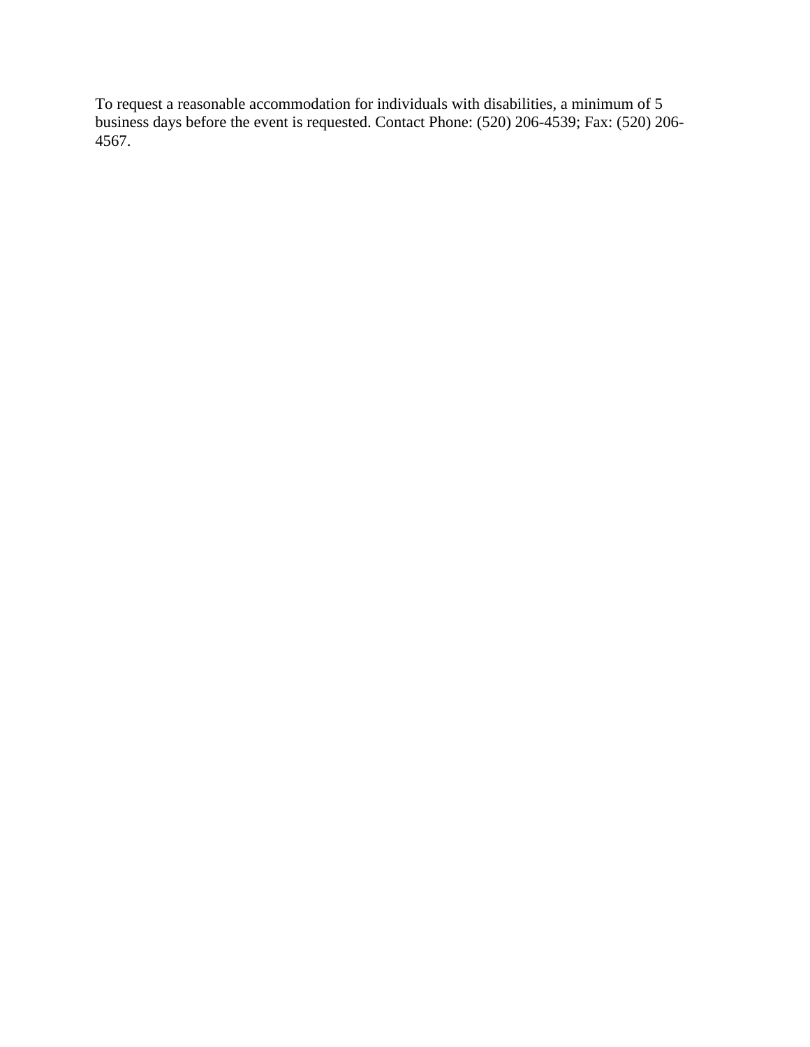To request a reasonable accommodation for individuals with disabilities, a minimum of 5 business days before the event is requested. Contact Phone: (520) 206-4539; Fax: (520) 206-4567.